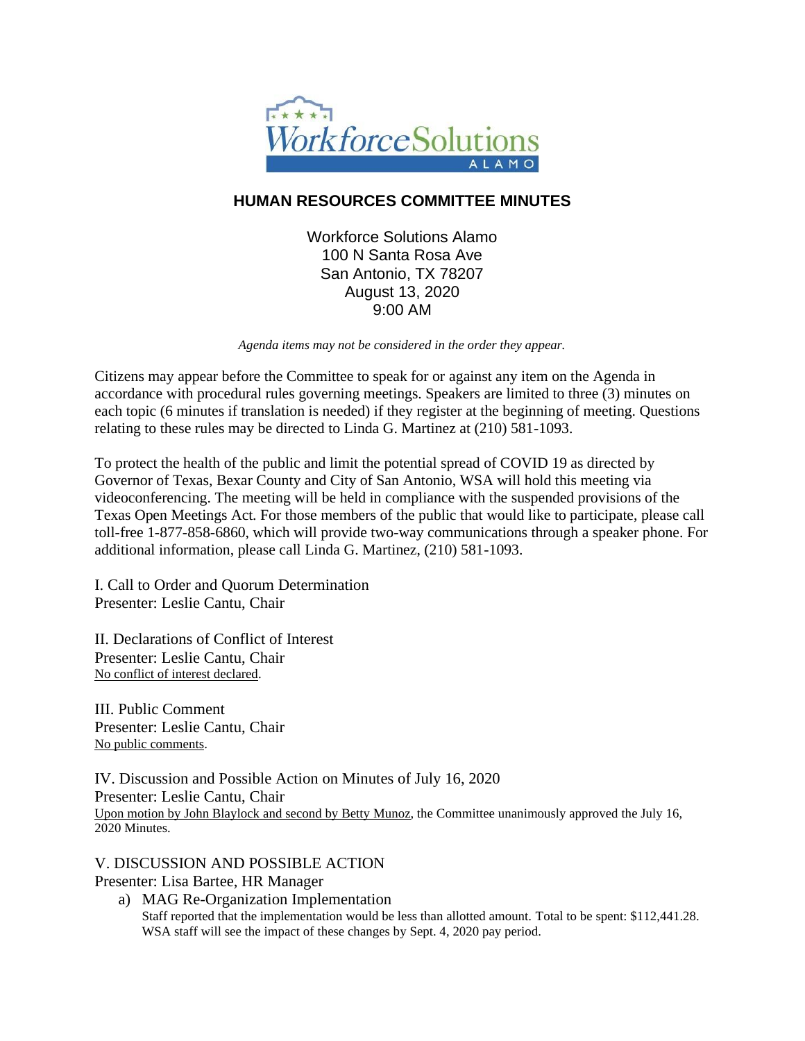# HUMAN RESOURCES COMMITTEE MINUTES

Workforce Solutions Alamo
100 N Santa Rosa Ave
San Antonio, TX 78207
August 13, 2020
9:00 AM

*Agenda items may not be considered in the order they appear.*

Citizens may appear before the Committee to speak for or against any item on the Agenda in accordance with procedural rules governing meetings. Speakers are limited to three (3) minutes on each topic (6 minutes if translation is needed) if they register at the beginning of meeting. Questions relating to these rules may be directed to Linda G. Martinez at (210) 581-1093.

To protect the health of the public and limit the potential spread of COVID 19 as directed by Governor of Texas, Bexar County and City of San Antonio, WSA will hold this meeting via videoconferencing. The meeting will be held in compliance with the suspended provisions of the Texas Open Meetings Act. For those members of the public that would like to participate, please call toll-free 1-877-858-6860, which will provide two-way communications through a speaker phone. For additional information, please call Linda G. Martinez, (210) 581-1093.

I. Call to Order and Quorum Determination
Presenter: Leslie Cantu, Chair

II. Declarations of Conflict of Interest
Presenter: Leslie Cantu, Chair
No conflict of interest declared.

III. Public Comment
Presenter: Leslie Cantu, Chair
No public comments.

IV. Discussion and Possible Action on Minutes of July 16, 2020
Presenter: Leslie Cantu, Chair
Upon motion by John Blaylock and second by Betty Munoz, the Committee unanimously approved the July 16, 2020 Minutes.

V. DISCUSSION AND POSSIBLE ACTION
Presenter: Lisa Bartee, HR Manager

a) MAG Re-Organization Implementation
Staff reported that the implementation would be less than allotted amount. Total to be spent: $112,441.28. WSA staff will see the impact of these changes by Sept. 4, 2020 pay period.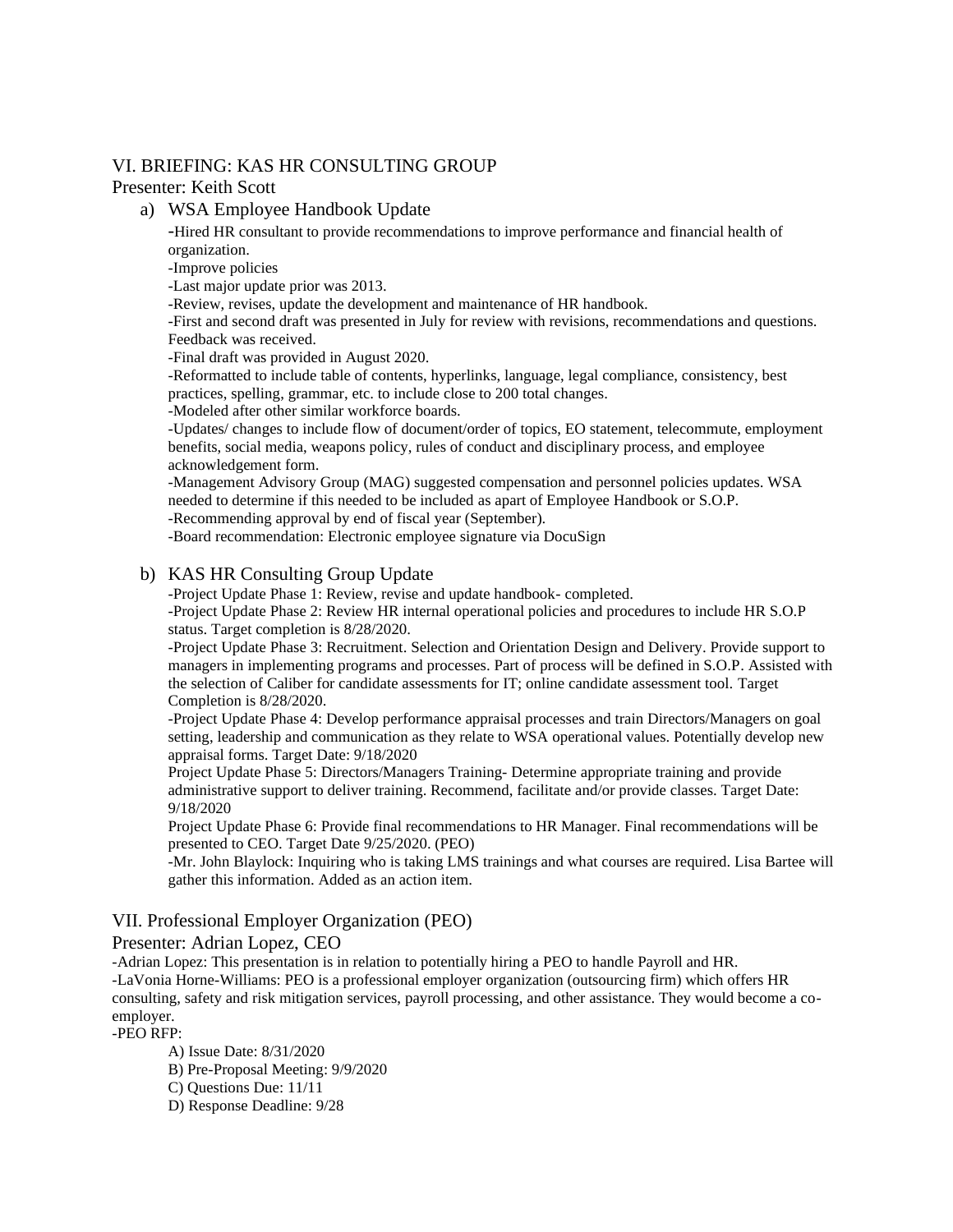## VI. BRIEFING: KAS HR CONSULTING GROUP

Presenter: Keith Scott

a) WSA Employee Handbook Update

-Hired HR consultant to provide recommendations to improve performance and financial health of organization.
-Improve policies
-Last major update prior was 2013.
-Review, revises, update the development and maintenance of HR handbook.
-First and second draft was presented in July for review with revisions, recommendations and questions. Feedback was received.
-Final draft was provided in August 2020.
-Reformatted to include table of contents, hyperlinks, language, legal compliance, consistency, best practices, spelling, grammar, etc. to include close to 200 total changes.
-Modeled after other similar workforce boards.
-Updates/ changes to include flow of document/order of topics, EO statement, telecommute, employment benefits, social media, weapons policy, rules of conduct and disciplinary process, and employee acknowledgement form.
-Management Advisory Group (MAG) suggested compensation and personnel policies updates. WSA needed to determine if this needed to be included as apart of Employee Handbook or S.O.P.
-Recommending approval by end of fiscal year (September).
-Board recommendation: Electronic employee signature via DocuSign

b) KAS HR Consulting Group Update

-Project Update Phase 1: Review, revise and update handbook- completed.
-Project Update Phase 2: Review HR internal operational policies and procedures to include HR S.O.P status. Target completion is 8/28/2020.
-Project Update Phase 3: Recruitment. Selection and Orientation Design and Delivery. Provide support to managers in implementing programs and processes. Part of process will be defined in S.O.P. Assisted with the selection of Caliber for candidate assessments for IT; online candidate assessment tool. Target Completion is 8/28/2020.
-Project Update Phase 4: Develop performance appraisal processes and train Directors/Managers on goal setting, leadership and communication as they relate to WSA operational values. Potentially develop new appraisal forms. Target Date: 9/18/2020
Project Update Phase 5: Directors/Managers Training- Determine appropriate training and provide administrative support to deliver training. Recommend, facilitate and/or provide classes. Target Date: 9/18/2020
Project Update Phase 6: Provide final recommendations to HR Manager. Final recommendations will be presented to CEO. Target Date 9/25/2020. (PEO)
-Mr. John Blaylock: Inquiring who is taking LMS trainings and what courses are required. Lisa Bartee will gather this information. Added as an action item.

## VII. Professional Employer Organization (PEO)

Presenter: Adrian Lopez, CEO

-Adrian Lopez: This presentation is in relation to potentially hiring a PEO to handle Payroll and HR.
-LaVonia Horne-Williams: PEO is a professional employer organization (outsourcing firm) which offers HR consulting, safety and risk mitigation services, payroll processing, and other assistance. They would become a co-employer.
-PEO RFP:

A) Issue Date: 8/31/2020
B) Pre-Proposal Meeting: 9/9/2020
C) Questions Due: 11/11
D) Response Deadline: 9/28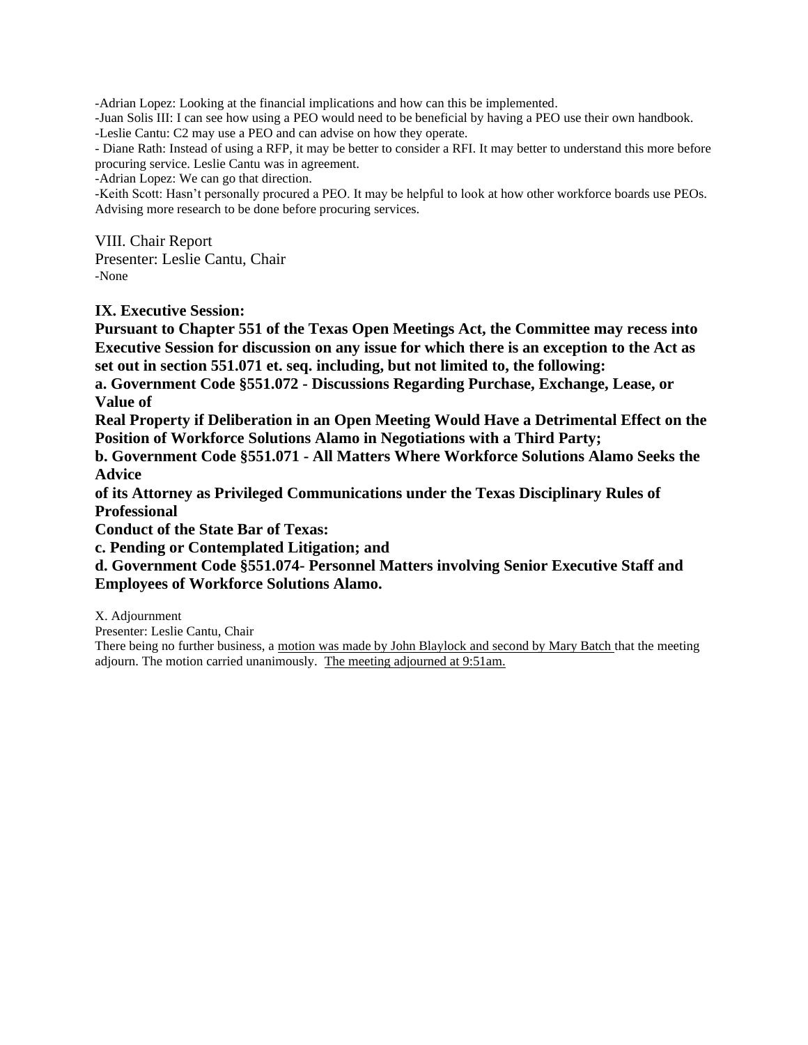-Adrian Lopez: Looking at the financial implications and how can this be implemented.
-Juan Solis III: I can see how using a PEO would need to be beneficial by having a PEO use their own handbook.
-Leslie Cantu: C2 may use a PEO and can advise on how they operate.
- Diane Rath: Instead of using a RFP, it may be better to consider a RFI. It may better to understand this more before procuring service. Leslie Cantu was in agreement.
-Adrian Lopez: We can go that direction.
-Keith Scott: Hasn't personally procured a PEO. It may be helpful to look at how other workforce boards use PEOs. Advising more research to be done before procuring services.

VIII. Chair Report
Presenter: Leslie Cantu, Chair
-None

**IX. Executive Session:**
**Pursuant to Chapter 551 of the Texas Open Meetings Act, the Committee may recess into Executive Session for discussion on any issue for which there is an exception to the Act as set out in section 551.071 et. seq. including, but not limited to, the following:**
**a. Government Code §551.072 - Discussions Regarding Purchase, Exchange, Lease, or Value of**
**Real Property if Deliberation in an Open Meeting Would Have a Detrimental Effect on the Position of Workforce Solutions Alamo in Negotiations with a Third Party;**
**b. Government Code §551.071 - All Matters Where Workforce Solutions Alamo Seeks the Advice**
**of its Attorney as Privileged Communications under the Texas Disciplinary Rules of Professional**
**Conduct of the State Bar of Texas:**
**c. Pending or Contemplated Litigation; and**
**d. Government Code §551.074- Personnel Matters involving Senior Executive Staff and Employees of Workforce Solutions Alamo.**

X. Adjournment
Presenter: Leslie Cantu, Chair
There being no further business, a motion was made by John Blaylock and second by Mary Batch that the meeting adjourn. The motion carried unanimously. The meeting adjourned at 9:51am.